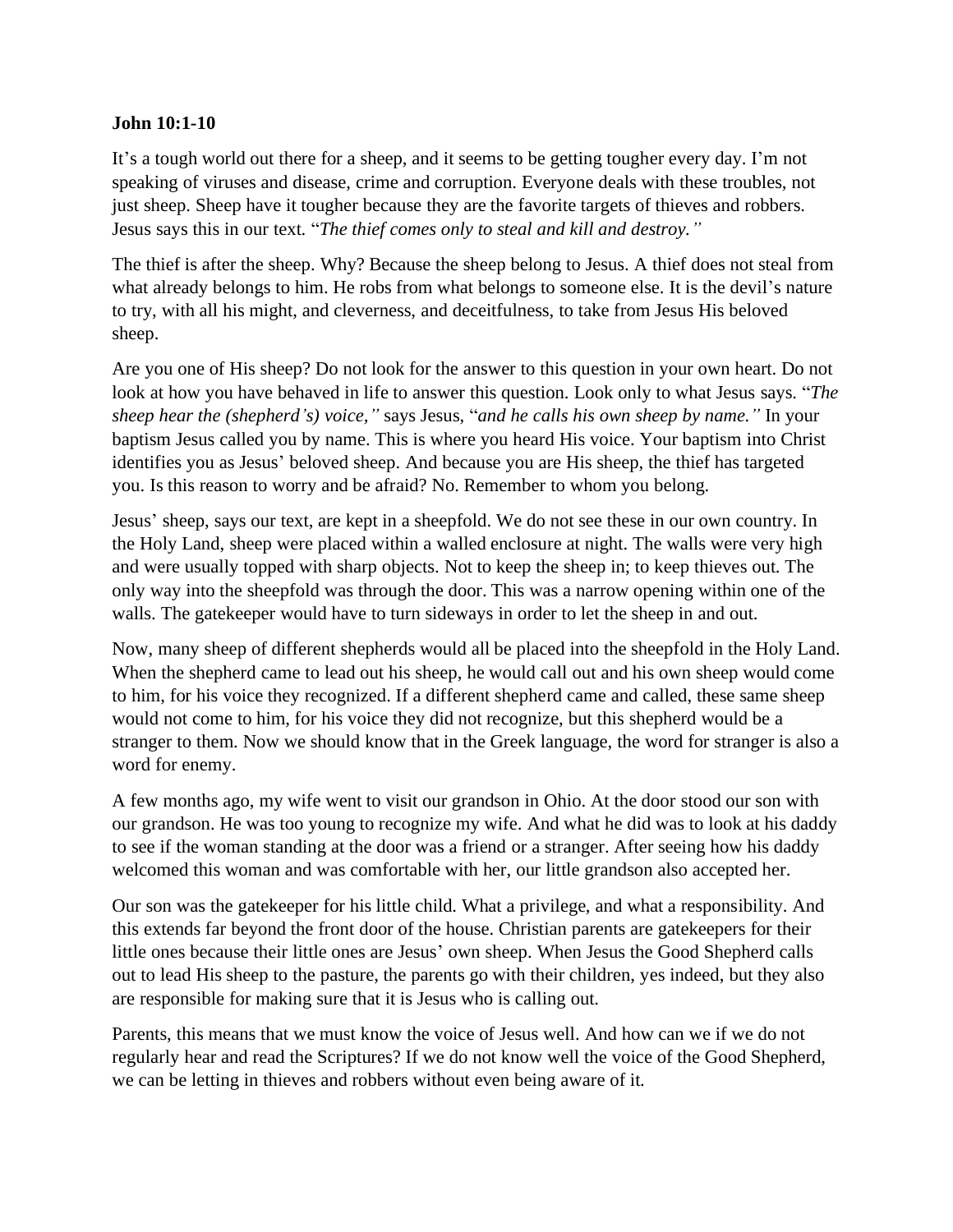**John 10:1-10**

It's a tough world out there for a sheep, and it seems to be getting tougher every day. I'm not speaking of viruses and disease, crime and corruption. Everyone deals with these troubles, not just sheep. Sheep have it tougher because they are the favorite targets of thieves and robbers. Jesus says this in our text. "*The thief comes only to steal and kill and destroy.*"

The thief is after the sheep. Why? Because the sheep belong to Jesus. A thief does not steal from what already belongs to him. He robs from what belongs to someone else. It is the devil's nature to try, with all his might, and cleverness, and deceitfulness, to take from Jesus His beloved sheep.

Are you one of His sheep? Do not look for the answer to this question in your own heart. Do not look at how you have behaved in life to answer this question. Look only to what Jesus says. "*The sheep hear the (shepherd's) voice,*" says Jesus, "*and he calls his own sheep by name.*" In your baptism Jesus called you by name. This is where you heard His voice. Your baptism into Christ identifies you as Jesus' beloved sheep. And because you are His sheep, the thief has targeted you. Is this reason to worry and be afraid? No. Remember to whom you belong.

Jesus' sheep, says our text, are kept in a sheepfold. We do not see these in our own country. In the Holy Land, sheep were placed within a walled enclosure at night. The walls were very high and were usually topped with sharp objects. Not to keep the sheep in; to keep thieves out. The only way into the sheepfold was through the door. This was a narrow opening within one of the walls. The gatekeeper would have to turn sideways in order to let the sheep in and out.

Now, many sheep of different shepherds would all be placed into the sheepfold in the Holy Land. When the shepherd came to lead out his sheep, he would call out and his own sheep would come to him, for his voice they recognized. If a different shepherd came and called, these same sheep would not come to him, for his voice they did not recognize, but this shepherd would be a stranger to them. Now we should know that in the Greek language, the word for stranger is also a word for enemy.

A few months ago, my wife went to visit our grandson in Ohio. At the door stood our son with our grandson. He was too young to recognize my wife. And what he did was to look at his daddy to see if the woman standing at the door was a friend or a stranger. After seeing how his daddy welcomed this woman and was comfortable with her, our little grandson also accepted her.

Our son was the gatekeeper for his little child. What a privilege, and what a responsibility. And this extends far beyond the front door of the house. Christian parents are gatekeepers for their little ones because their little ones are Jesus' own sheep. When Jesus the Good Shepherd calls out to lead His sheep to the pasture, the parents go with their children, yes indeed, but they also are responsible for making sure that it is Jesus who is calling out.

Parents, this means that we must know the voice of Jesus well. And how can we if we do not regularly hear and read the Scriptures? If we do not know well the voice of the Good Shepherd, we can be letting in thieves and robbers without even being aware of it.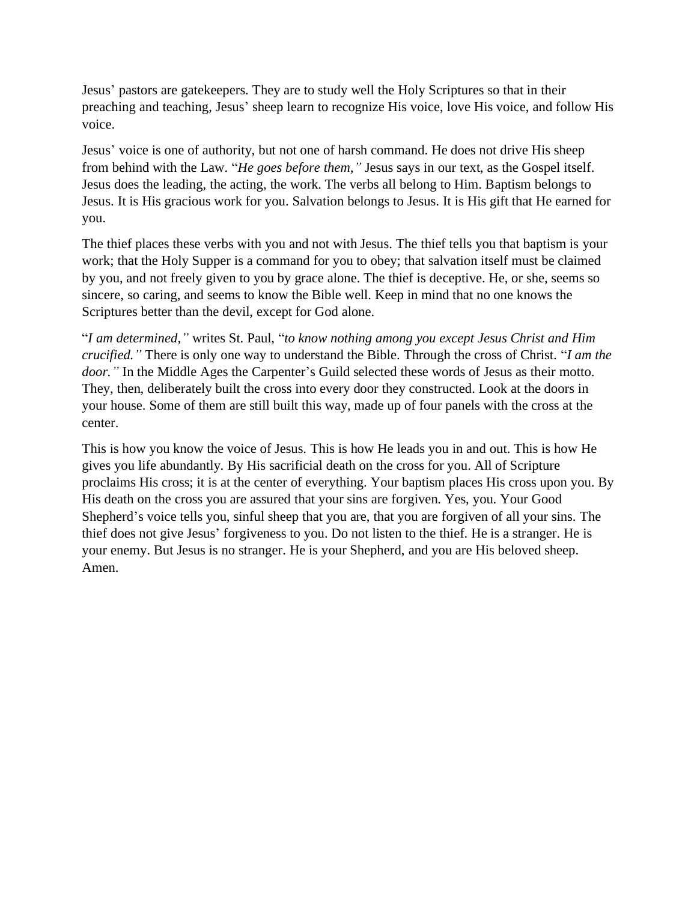Jesus' pastors are gatekeepers. They are to study well the Holy Scriptures so that in their preaching and teaching, Jesus' sheep learn to recognize His voice, love His voice, and follow His voice.

Jesus' voice is one of authority, but not one of harsh command. He does not drive His sheep from behind with the Law. "*He goes before them,"* Jesus says in our text, as the Gospel itself. Jesus does the leading, the acting, the work. The verbs all belong to Him. Baptism belongs to Jesus. It is His gracious work for you. Salvation belongs to Jesus. It is His gift that He earned for you.

The thief places these verbs with you and not with Jesus. The thief tells you that baptism is your work; that the Holy Supper is a command for you to obey; that salvation itself must be claimed by you, and not freely given to you by grace alone. The thief is deceptive. He, or she, seems so sincere, so caring, and seems to know the Bible well. Keep in mind that no one knows the Scriptures better than the devil, except for God alone.

"*I am determined,"* writes St. Paul, "*to know nothing among you except Jesus Christ and Him crucified."* There is only one way to understand the Bible. Through the cross of Christ. "*I am the door."* In the Middle Ages the Carpenter's Guild selected these words of Jesus as their motto. They, then, deliberately built the cross into every door they constructed. Look at the doors in your house. Some of them are still built this way, made up of four panels with the cross at the center.

This is how you know the voice of Jesus. This is how He leads you in and out. This is how He gives you life abundantly. By His sacrificial death on the cross for you. All of Scripture proclaims His cross; it is at the center of everything. Your baptism places His cross upon you. By His death on the cross you are assured that your sins are forgiven. Yes, you. Your Good Shepherd's voice tells you, sinful sheep that you are, that you are forgiven of all your sins. The thief does not give Jesus' forgiveness to you. Do not listen to the thief. He is a stranger. He is your enemy. But Jesus is no stranger. He is your Shepherd, and you are His beloved sheep. Amen.